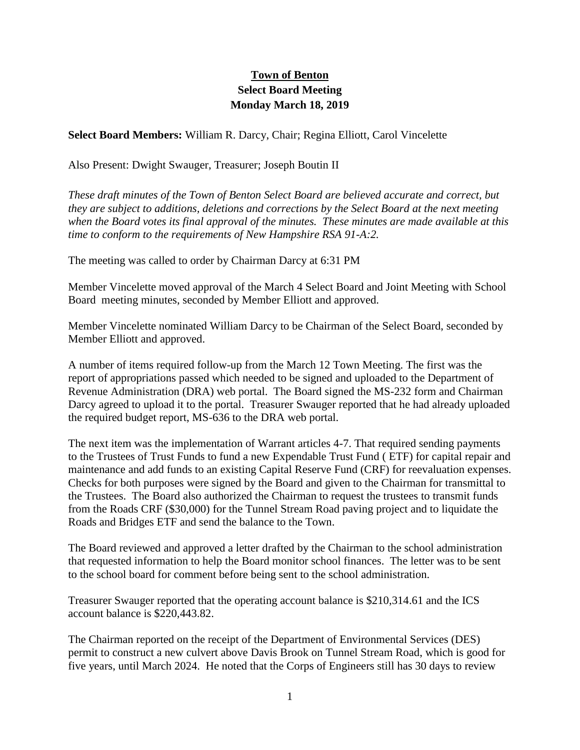**Town of Benton**
**Select Board Meeting**
**Monday March 18, 2019**

**Select Board Members:** William R. Darcy, Chair; Regina Elliott, Carol Vincelette

Also Present: Dwight Swauger, Treasurer; Joseph Boutin II

*These draft minutes of the Town of Benton Select Board are believed accurate and correct, but they are subject to additions, deletions and corrections by the Select Board at the next meeting when the Board votes its final approval of the minutes. These minutes are made available at this time to conform to the requirements of New Hampshire RSA 91-A:2.*

The meeting was called to order by Chairman Darcy at 6:31 PM

Member Vincelette moved approval of the March 4 Select Board and Joint Meeting with School Board meeting minutes, seconded by Member Elliott and approved.

Member Vincelette nominated William Darcy to be Chairman of the Select Board, seconded by Member Elliott and approved.

A number of items required follow-up from the March 12 Town Meeting. The first was the report of appropriations passed which needed to be signed and uploaded to the Department of Revenue Administration (DRA) web portal. The Board signed the MS-232 form and Chairman Darcy agreed to upload it to the portal. Treasurer Swauger reported that he had already uploaded the required budget report, MS-636 to the DRA web portal.

The next item was the implementation of Warrant articles 4-7. That required sending payments to the Trustees of Trust Funds to fund a new Expendable Trust Fund ( ETF) for capital repair and maintenance and add funds to an existing Capital Reserve Fund (CRF) for reevaluation expenses. Checks for both purposes were signed by the Board and given to the Chairman for transmittal to the Trustees. The Board also authorized the Chairman to request the trustees to transmit funds from the Roads CRF ($30,000) for the Tunnel Stream Road paving project and to liquidate the Roads and Bridges ETF and send the balance to the Town.

The Board reviewed and approved a letter drafted by the Chairman to the school administration that requested information to help the Board monitor school finances. The letter was to be sent to the school board for comment before being sent to the school administration.

Treasurer Swauger reported that the operating account balance is $210,314.61 and the ICS account balance is $220,443.82.

The Chairman reported on the receipt of the Department of Environmental Services (DES) permit to construct a new culvert above Davis Brook on Tunnel Stream Road, which is good for five years, until March 2024. He noted that the Corps of Engineers still has 30 days to review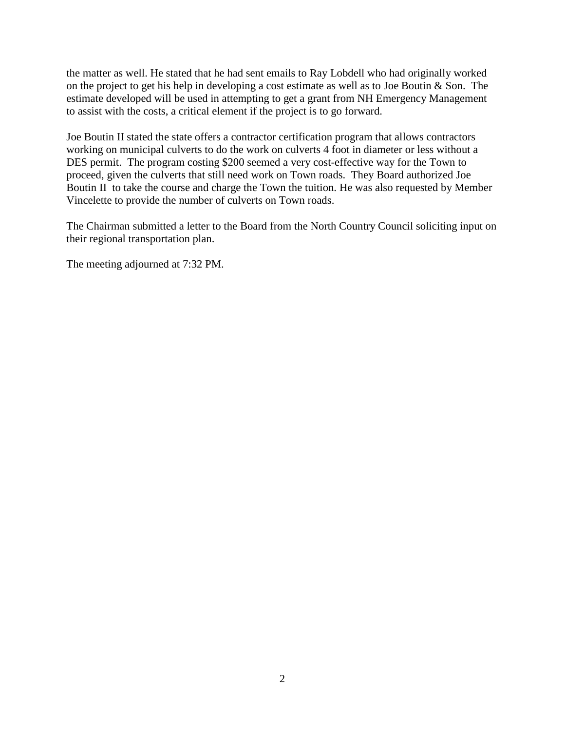the matter as well. He stated that he had sent emails to Ray Lobdell who had originally worked on the project to get his help in developing a cost estimate as well as to Joe Boutin & Son. The estimate developed will be used in attempting to get a grant from NH Emergency Management to assist with the costs, a critical element if the project is to go forward.

Joe Boutin II stated the state offers a contractor certification program that allows contractors working on municipal culverts to do the work on culverts 4 foot in diameter or less without a DES permit. The program costing $200 seemed a very cost-effective way for the Town to proceed, given the culverts that still need work on Town roads. They Board authorized Joe Boutin II to take the course and charge the Town the tuition. He was also requested by Member Vincelette to provide the number of culverts on Town roads.

The Chairman submitted a letter to the Board from the North Country Council soliciting input on their regional transportation plan.

The meeting adjourned at 7:32 PM.